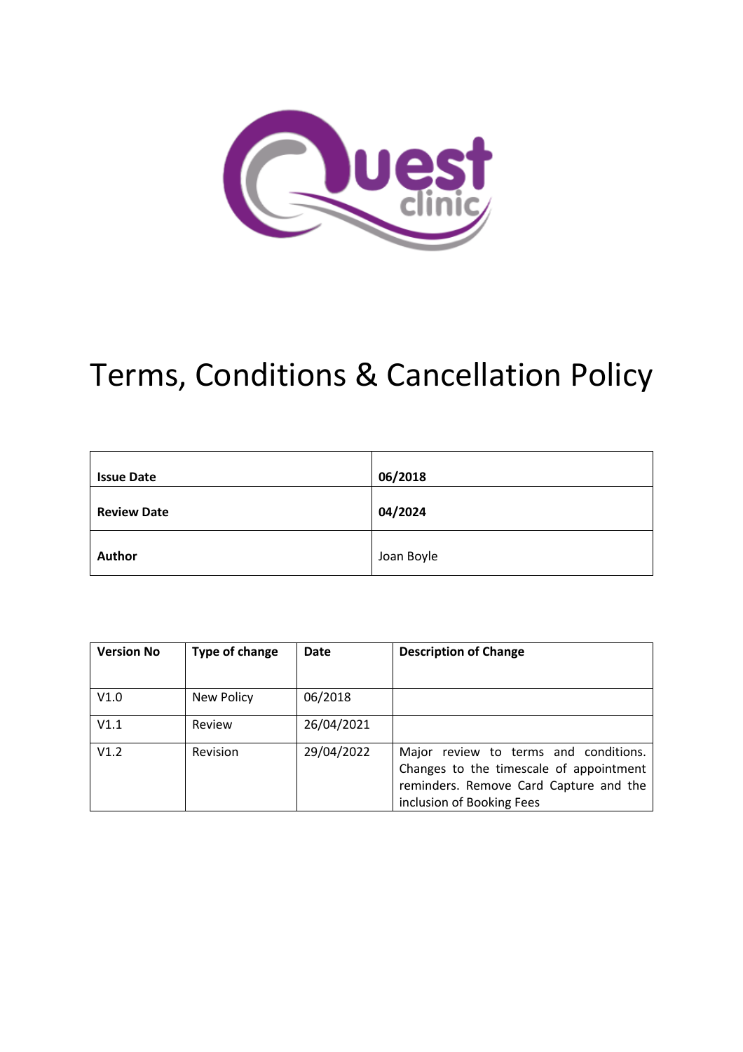# Terms, Conditions & Cancellation Policy

| Issue Date | 06/2018 |
| --- | --- |
| Review Date | 04/2024 |
| Author | Joan Boyle |

| Version No | Type of change | Date | Description of Change |
| --- | --- | --- | --- |
| V1.0 | New Policy | 06/2018 | |
| V1.1 | Review | 26/04/2021 | |
| V1.2 | Revision | 29/04/2022 | Major review to terms and conditions. Changes to the timescale of appointment reminders. Remove Card Capture and the inclusion of Booking Fees |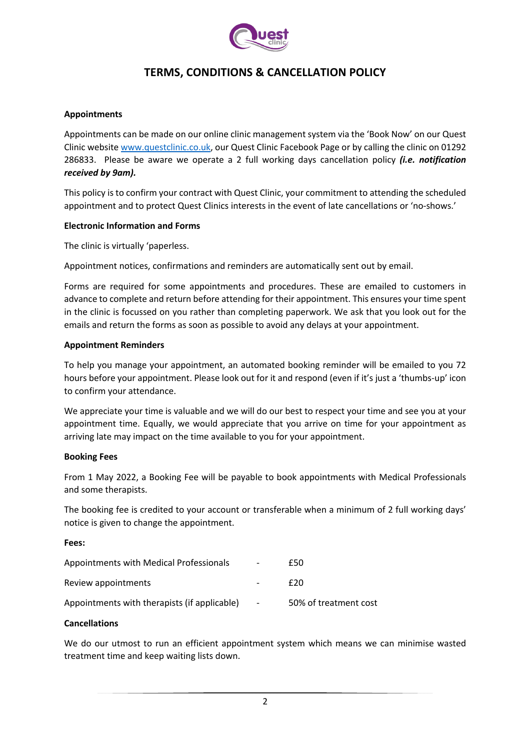# TERMS, CONDITIONS & CANCELLATION POLICY

**Appointments**

Appointments can be made on our online clinic management system via the 'Book Now' on our Quest Clinic website [www.questclinic.co.uk](http://www.questclinic.co.uk), our Quest Clinic Facebook Page or by calling the clinic on 01292 286833. Please be aware we operate a 2 full working days cancellation policy ***(i.e. notification received by 9am).***

This policy is to confirm your contract with Quest Clinic, your commitment to attending the scheduled appointment and to protect Quest Clinics interests in the event of late cancellations or 'no-shows.'

**Electronic Information and Forms**

The clinic is virtually 'paperless.

Appointment notices, confirmations and reminders are automatically sent out by email.

Forms are required for some appointments and procedures. These are emailed to customers in advance to complete and return before attending for their appointment. This ensures your time spent in the clinic is focussed on you rather than completing paperwork. We ask that you look out for the emails and return the forms as soon as possible to avoid any delays at your appointment.

**Appointment Reminders**

To help you manage your appointment, an automated booking reminder will be emailed to you 72 hours before your appointment. Please look out for it and respond (even if it's just a 'thumbs-up' icon to confirm your attendance.

We appreciate your time is valuable and we will do our best to respect your time and see you at your appointment time. Equally, we would appreciate that you arrive on time for your appointment as arriving late may impact on the time available to you for your appointment.

**Booking Fees**

From 1 May 2022, a Booking Fee will be payable to book appointments with Medical Professionals and some therapists.

The booking fee is credited to your account or transferable when a minimum of 2 full working days' notice is given to change the appointment.

**Fees:**

| | | |
|---|---|---|
| Appointments with Medical Professionals | - | £50 |
| Review appointments | - | £20 |
| Appointments with therapists (if applicable) | - | 50% of treatment cost |

**Cancellations**

We do our utmost to run an efficient appointment system which means we can minimise wasted treatment time and keep waiting lists down.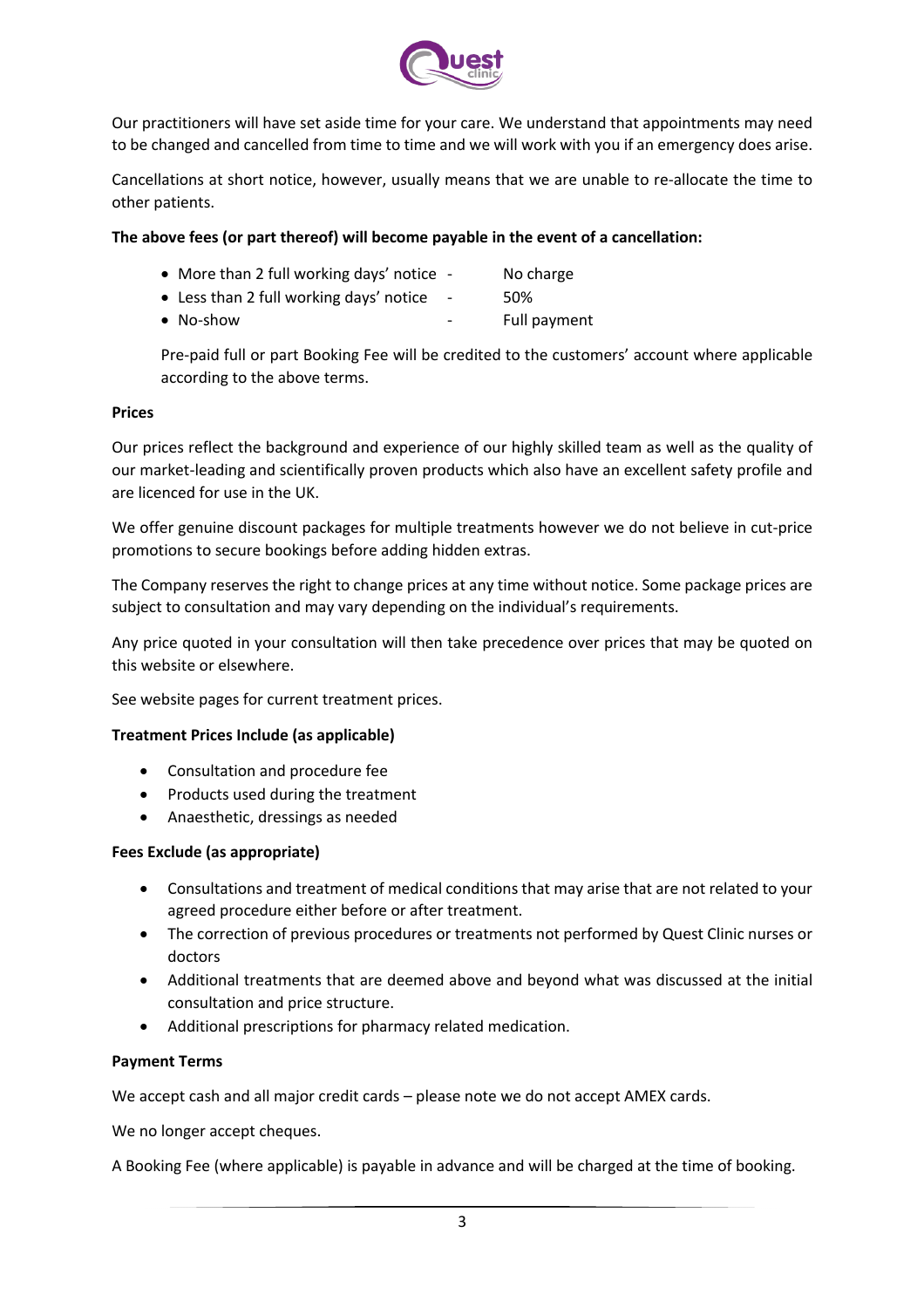Our practitioners will have set aside time for your care. We understand that appointments may need to be changed and cancelled from time to time and we will work with you if an emergency does arise.

Cancellations at short notice, however, usually means that we are unable to re-allocate the time to other patients.

**The above fees (or part thereof) will become payable in the event of a cancellation:**

- More than 2 full working days' notice - No charge
- Less than 2 full working days' notice - 50%
- No-show - Full payment

Pre-paid full or part Booking Fee will be credited to the customers' account where applicable according to the above terms.

**Prices**

Our prices reflect the background and experience of our highly skilled team as well as the quality of our market-leading and scientifically proven products which also have an excellent safety profile and are licenced for use in the UK.

We offer genuine discount packages for multiple treatments however we do not believe in cut-price promotions to secure bookings before adding hidden extras.

The Company reserves the right to change prices at any time without notice. Some package prices are subject to consultation and may vary depending on the individual's requirements.

Any price quoted in your consultation will then take precedence over prices that may be quoted on this website or elsewhere.

See website pages for current treatment prices.

**Treatment Prices Include (as applicable)**

- Consultation and procedure fee
- Products used during the treatment
- Anaesthetic, dressings as needed

**Fees Exclude (as appropriate)**

- Consultations and treatment of medical conditions that may arise that are not related to your agreed procedure either before or after treatment.
- The correction of previous procedures or treatments not performed by Quest Clinic nurses or doctors
- Additional treatments that are deemed above and beyond what was discussed at the initial consultation and price structure.
- Additional prescriptions for pharmacy related medication.

**Payment Terms**

We accept cash and all major credit cards – please note we do not accept AMEX cards.

We no longer accept cheques.

A Booking Fee (where applicable) is payable in advance and will be charged at the time of booking.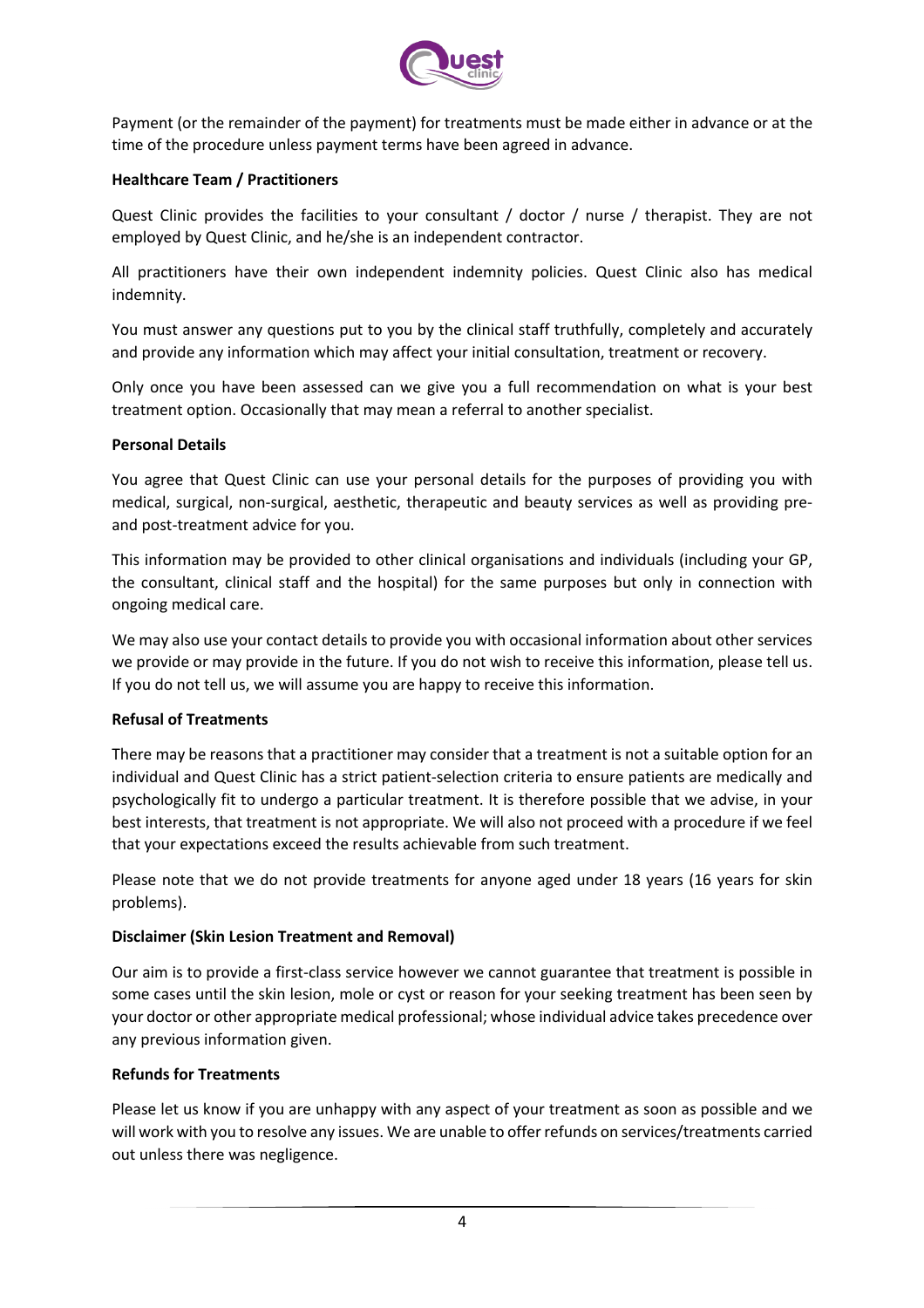Payment (or the remainder of the payment) for treatments must be made either in advance or at the time of the procedure unless payment terms have been agreed in advance.

**Healthcare Team / Practitioners**

Quest Clinic provides the facilities to your consultant / doctor / nurse / therapist. They are not employed by Quest Clinic, and he/she is an independent contractor.

All practitioners have their own independent indemnity policies. Quest Clinic also has medical indemnity.

You must answer any questions put to you by the clinical staff truthfully, completely and accurately and provide any information which may affect your initial consultation, treatment or recovery.

Only once you have been assessed can we give you a full recommendation on what is your best treatment option. Occasionally that may mean a referral to another specialist.

**Personal Details**

You agree that Quest Clinic can use your personal details for the purposes of providing you with medical, surgical, non-surgical, aesthetic, therapeutic and beauty services as well as providing pre- and post-treatment advice for you.

This information may be provided to other clinical organisations and individuals (including your GP, the consultant, clinical staff and the hospital) for the same purposes but only in connection with ongoing medical care.

We may also use your contact details to provide you with occasional information about other services we provide or may provide in the future. If you do not wish to receive this information, please tell us. If you do not tell us, we will assume you are happy to receive this information.

**Refusal of Treatments**

There may be reasons that a practitioner may consider that a treatment is not a suitable option for an individual and Quest Clinic has a strict patient-selection criteria to ensure patients are medically and psychologically fit to undergo a particular treatment. It is therefore possible that we advise, in your best interests, that treatment is not appropriate. We will also not proceed with a procedure if we feel that your expectations exceed the results achievable from such treatment.

Please note that we do not provide treatments for anyone aged under 18 years (16 years for skin problems).

**Disclaimer (Skin Lesion Treatment and Removal)**

Our aim is to provide a first-class service however we cannot guarantee that treatment is possible in some cases until the skin lesion, mole or cyst or reason for your seeking treatment has been seen by your doctor or other appropriate medical professional; whose individual advice takes precedence over any previous information given.

**Refunds for Treatments**

Please let us know if you are unhappy with any aspect of your treatment as soon as possible and we will work with you to resolve any issues. We are unable to offer refunds on services/treatments carried out unless there was negligence.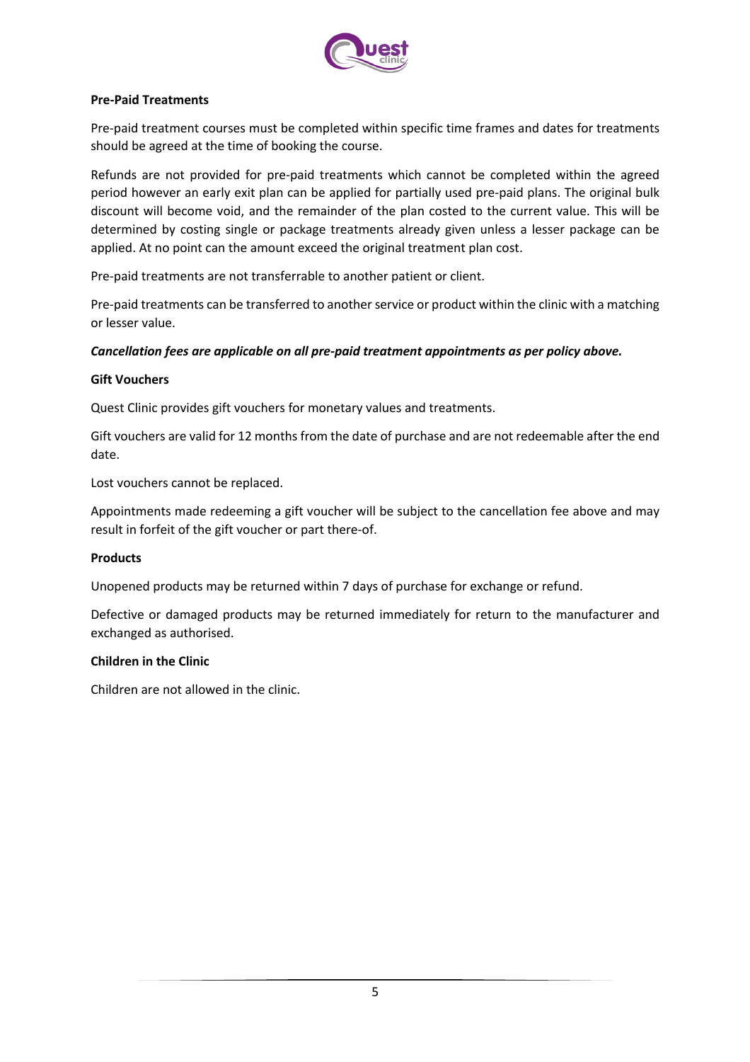**Pre-Paid Treatments**

Pre-paid treatment courses must be completed within specific time frames and dates for treatments should be agreed at the time of booking the course.

Refunds are not provided for pre-paid treatments which cannot be completed within the agreed period however an early exit plan can be applied for partially used pre-paid plans. The original bulk discount will become void, and the remainder of the plan costed to the current value. This will be determined by costing single or package treatments already given unless a lesser package can be applied. At no point can the amount exceed the original treatment plan cost.

Pre-paid treatments are not transferrable to another patient or client.

Pre-paid treatments can be transferred to another service or product within the clinic with a matching or lesser value.

***Cancellation fees are applicable on all pre-paid treatment appointments as per policy above.***

**Gift Vouchers**

Quest Clinic provides gift vouchers for monetary values and treatments.

Gift vouchers are valid for 12 months from the date of purchase and are not redeemable after the end date.

Lost vouchers cannot be replaced.

Appointments made redeeming a gift voucher will be subject to the cancellation fee above and may result in forfeit of the gift voucher or part there-of.

**Products**

Unopened products may be returned within 7 days of purchase for exchange or refund.

Defective or damaged products may be returned immediately for return to the manufacturer and exchanged as authorised.

**Children in the Clinic**

Children are not allowed in the clinic.